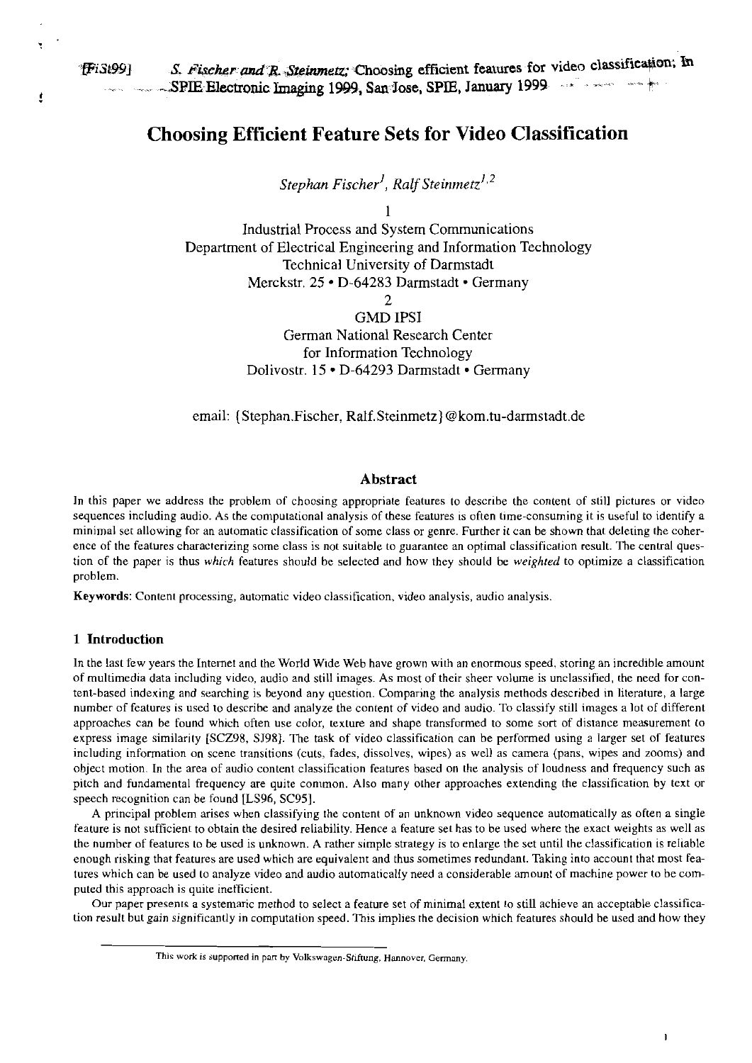[FiSt99] S. Fischer and R. Steinmetz; Choosing efficient features for video classification; In SPIE Electronic Imaging 1999, San Jose, SPIE, January 1999

# Choosing Efficient Feature Sets for Video Classification

*Stephan Fischer[1], Ralf Steinmetz[1,2]*

1

Industrial Process and System Communications
Department of Electrical Engineering and Information Technology
Technical University of Darmstadt
Merckstr. 25 • D-64283 Darmstadt • Germany

2

GMD IPSI
German National Research Center
for Information Technology
Dolivostr. 15 • D-64293 Darmstadt • Germany

email: {Stephan.Fischer, Ralf.Steinmetz}@kom.tu-darmstadt.de

## Abstract

In this paper we address the problem of choosing appropriate features to describe the content of still pictures or video sequences including audio. As the computational analysis of these features is often time-consuming it is useful to identify a minimal set allowing for an automatic classification of some class or genre. Further it can be shown that deleting the coherence of the features characterizing some class is not suitable to guarantee an optimal classification result. The central question of the paper is thus *which* features should be selected and how they should be *weighted* to optimize a classification problem.

**Keywords:** Content processing, automatic video classification, video analysis, audio analysis.

## 1 Introduction

In the last few years the Internet and the World Wide Web have grown with an enormous speed, storing an incredible amount of multimedia data including video, audio and still images. As most of their sheer volume is unclassified, the need for content-based indexing and searching is beyond any question. Comparing the analysis methods described in literature, a large number of features is used to describe and analyze the content of video and audio. To classify still images a lot of different approaches can be found which often use color, texture and shape transformed to some sort of distance measurement to express image similarity [SCZ98, SJ98]. The task of video classification can be performed using a larger set of features including information on scene transitions (cuts, fades, dissolves, wipes) as well as camera (pans, wipes and zooms) and object motion. In the area of audio content classification features based on the analysis of loudness and frequency such as pitch and fundamental frequency are quite common. Also many other approaches extending the classification by text or speech recognition can be found [LS96, SC95].

A principal problem arises when classifying the content of an unknown video sequence automatically as often a single feature is not sufficient to obtain the desired reliability. Hence a feature set has to be used where the exact weights as well as the number of features to be used is unknown. A rather simple strategy is to enlarge the set until the classification is reliable enough risking that features are used which are equivalent and thus sometimes redundant. Taking into account that most features which can be used to analyze video and audio automatically need a considerable amount of machine power to be computed this approach is quite inefficient.

Our paper presents a systematic method to select a feature set of minimal extent to still achieve an acceptable classification result but gain significantly in computation speed. This implies the decision which features should be used and how they

This work is supported in part by Volkswagen-Stiftung, Hannover, Germany.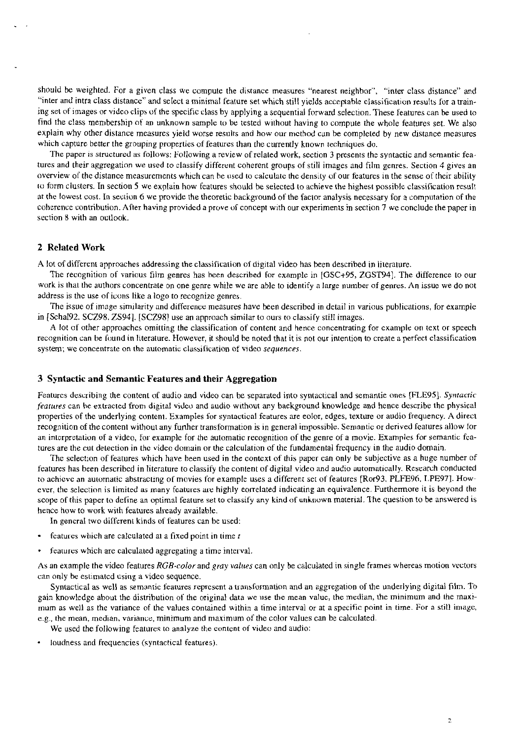should be weighted. For a given class we compute the distance measures "nearest neighbor", "inter class distance" and "inter and intra class distance" and select a minimal feature set which still yields acceptable classification results for a training set of images or video clips of the specific class by applying a sequential forward selection. These features can be used to find the class membership of an unknown sample to be tested without having to compute the whole features set. We also explain why other distance measures yield worse results and how our method can be completed by new distance measures which capture better the grouping properties of features than the currently known techniques do.

The paper is structured as follows: Following a review of related work, section 3 presents the syntactic and semantic features and their aggregation we used to classify different coherent groups of still images and film genres. Section 4 gives an overview of the distance measurements which can be used to calculate the density of our features in the sense of their ability to form clusters. In section 5 we explain how features should be selected to achieve the highest possible classification result at the lowest cost. In section 6 we provide the theoretic background of the factor analysis necessary for a computation of the coherence contribution. After having provided a prove of concept with our experiments in section 7 we conclude the paper in section 8 with an outlook.

## 2 Related Work

A lot of different approaches addressing the classification of digital video has been described in literature.

The recognition of various film genres has been described for example in [GSC+95, ZGST94]. The difference to our work is that the authors concentrate on one genre while we are able to identify a large number of genres. An issue we do not address is the use of icons like a logo to recognize genres.

The issue of image similarity and difference measures have been described in detail in various publications, for example in [Schal92, SCZ98, ZS94]. [SCZ98] use an approach similar to ours to classify still images.

A lot of other approaches omitting the classification of content and hence concentrating for example on text or speech recognition can be found in literature. However, it should be noted that it is not our intention to create a perfect classification system; we concentrate on the automatic classification of video *sequences*.

## 3 Syntactic and Semantic Features and their Aggregation

Features describing the content of audio and video can be separated into syntactical and semantic ones [FLE95]. *Syntactic features* can be extracted from digital video and audio without any background knowledge and hence describe the physical properties of the underlying content. Examples for syntactical features are color, edges, texture or audio frequency. A direct recognition of the content without any further transformation is in general impossible. Semantic or derived features allow for an interpretation of a video, for example for the automatic recognition of the genre of a movie. Examples for semantic features are the cut detection in the video domain or the calculation of the fundamental frequency in the audio domain.

The selection of features which have been used in the context of this paper can only be subjective as a huge number of features has been described in literature to classify the content of digital video and audio automatically. Research conducted to achieve an automatic abstracting of movies for example uses a different set of features [Ror93, PLFE96, LPE97]. However, the selection is limited as many features are highly correlated indicating an equivalence. Furthermore it is beyond the scope of this paper to define an optimal feature set to classify any kind of unknown material. The question to be answered is hence how to work with features already available.

In general two different kinds of features can be used:

- features which are calculated at a fixed point in time $t$
- features which are calculated aggregating a time interval.

As an example the video features *RGB-color* and *gray values* can only be calculated in single frames whereas motion vectors can only be estimated using a video sequence.

Syntactical as well as semantic features represent a transformation and an aggregation of the underlying digital film. To gain knowledge about the distribution of the original data we use the mean value, the median, the minimum and the maximum as well as the variance of the values contained within a time interval or at a specific point in time. For a still image, e.g., the mean, median, variance, minimum and maximum of the color values can be calculated.

We used the following features to analyze the content of video and audio:

- loudness and frequencies (syntactical features).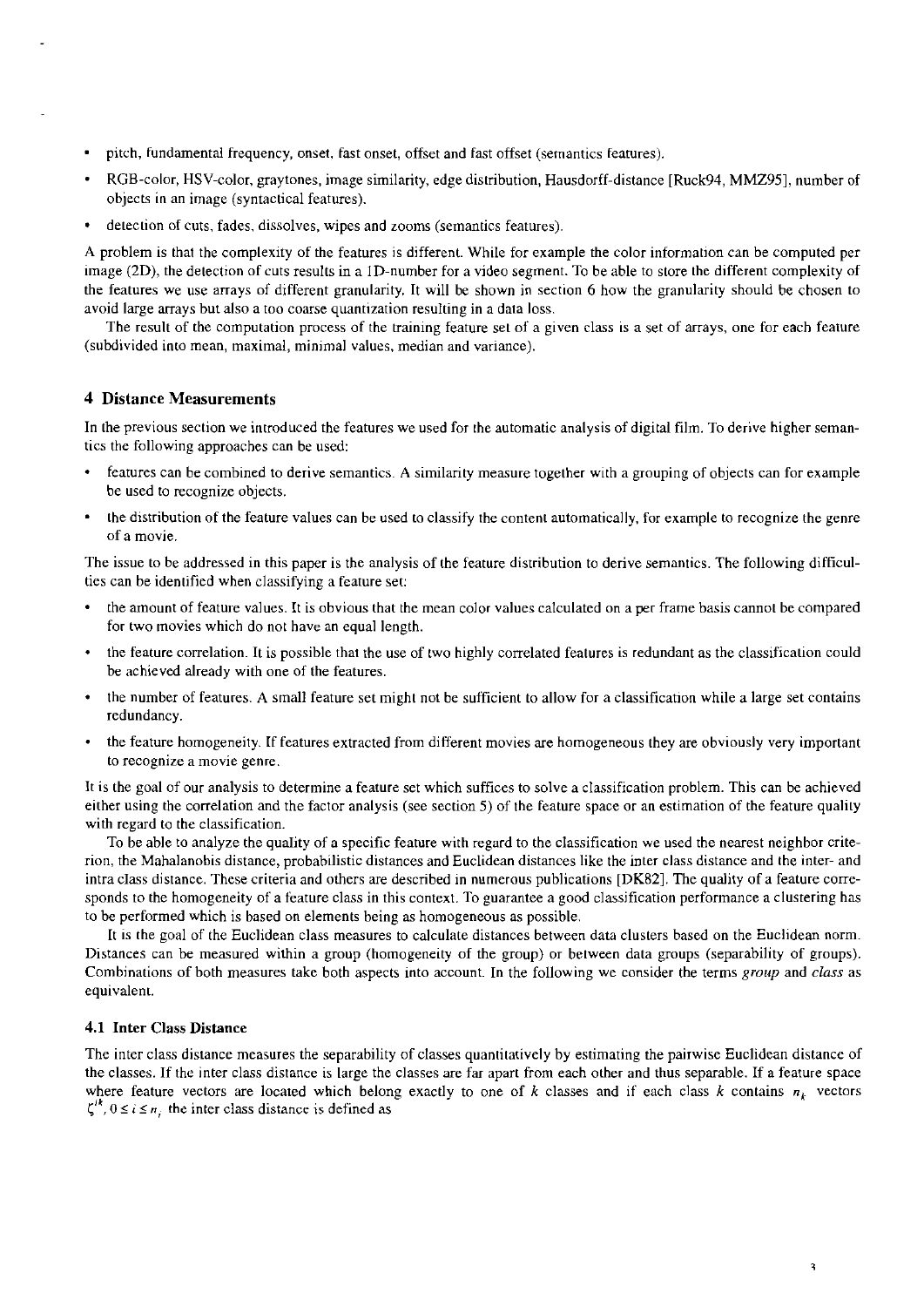- pitch, fundamental frequency, onset, fast onset, offset and fast offset (semantics features).
- RGB-color, HSV-color, graytones, image similarity, edge distribution, Hausdorff-distance [Ruck94, MMZ95], number of objects in an image (syntactical features).
- detection of cuts, fades, dissolves, wipes and zooms (semantics features).

A problem is that the complexity of the features is different. While for example the color information can be computed per image (2D), the detection of cuts results in a 1D-number for a video segment. To be able to store the different complexity of the features we use arrays of different granularity. It will be shown in section 6 how the granularity should be chosen to avoid large arrays but also a too coarse quantization resulting in a data loss.

The result of the computation process of the training feature set of a given class is a set of arrays, one for each feature (subdivided into mean, maximal, minimal values, median and variance).

## 4 Distance Measurements

In the previous section we introduced the features we used for the automatic analysis of digital film. To derive higher semantics the following approaches can be used:

- features can be combined to derive semantics. A similarity measure together with a grouping of objects can for example be used to recognize objects.
- the distribution of the feature values can be used to classify the content automatically, for example to recognize the genre of a movie.

The issue to be addressed in this paper is the analysis of the feature distribution to derive semantics. The following difficulties can be identified when classifying a feature set:

- the amount of feature values. It is obvious that the mean color values calculated on a per frame basis cannot be compared for two movies which do not have an equal length.
- the feature correlation. It is possible that the use of two highly correlated features is redundant as the classification could be achieved already with one of the features.
- the number of features. A small feature set might not be sufficient to allow for a classification while a large set contains redundancy.
- the feature homogeneity. If features extracted from different movies are homogeneous they are obviously very important to recognize a movie genre.

It is the goal of our analysis to determine a feature set which suffices to solve a classification problem. This can be achieved either using the correlation and the factor analysis (see section 5) of the feature space or an estimation of the feature quality with regard to the classification.

To be able to analyze the quality of a specific feature with regard to the classification we used the nearest neighbor criterion, the Mahalanobis distance, probabilistic distances and Euclidean distances like the inter class distance and the inter- and intra class distance. These criteria and others are described in numerous publications [DK82]. The quality of a feature corresponds to the homogeneity of a feature class in this context. To guarantee a good classification performance a clustering has to be performed which is based on elements being as homogeneous as possible.

It is the goal of the Euclidean class measures to calculate distances between data clusters based on the Euclidean norm. Distances can be measured within a group (homogeneity of the group) or between data groups (separability of groups). Combinations of both measures take both aspects into account. In the following we consider the terms *group* and *class* as equivalent.

### 4.1 Inter Class Distance

The inter class distance measures the separability of classes quantitatively by estimating the pairwise Euclidean distance of the classes. If the inter class distance is large the classes are far apart from each other and thus separable. If a feature space where feature vectors are located which belong exactly to one of $k$ classes and if each class $k$ contains $n_k$ vectors $\zeta^{ik}, 0 \le i \le n_i$ the inter class distance is defined as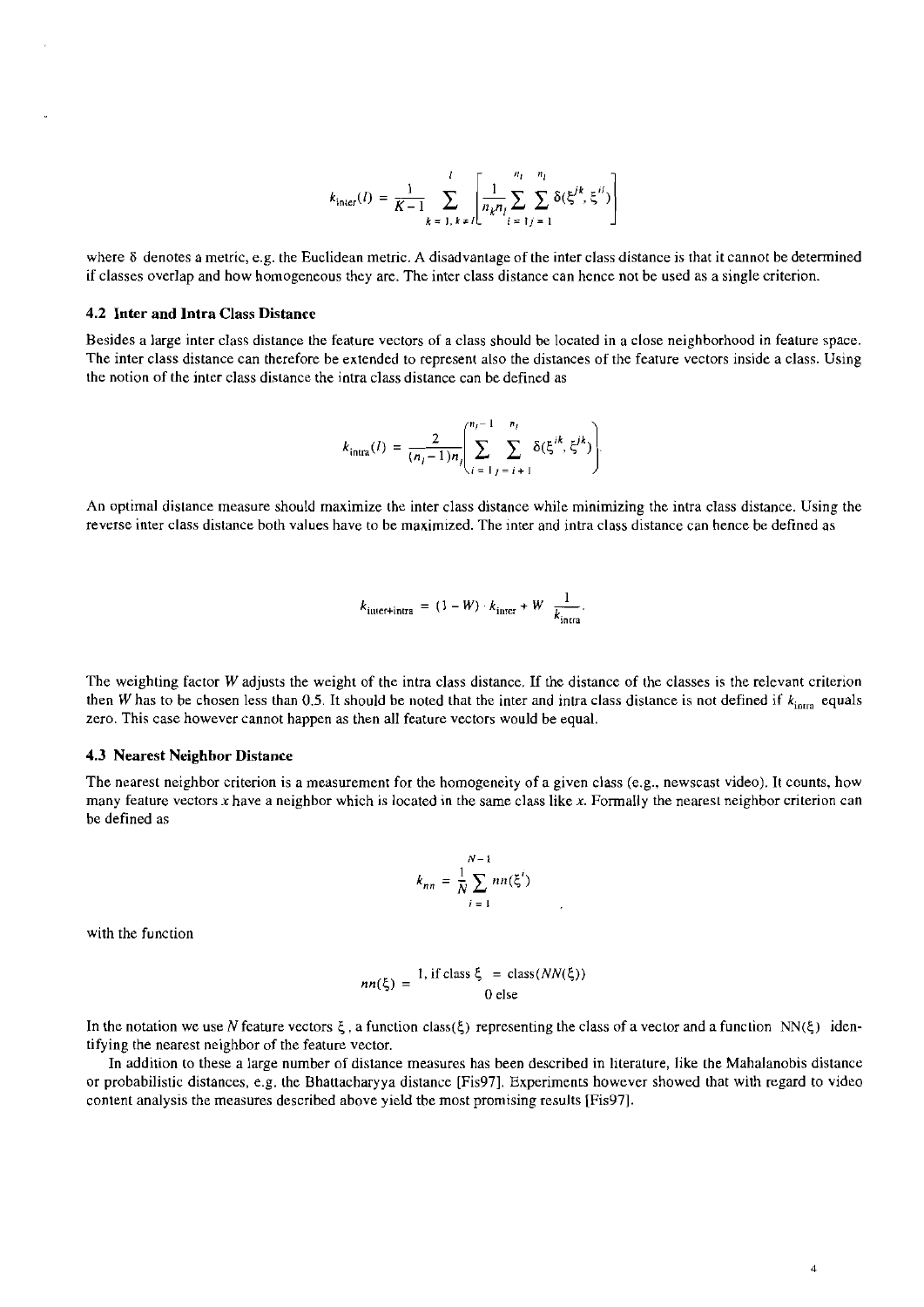$$k_{\text{inter}}(l) = \frac{1}{K-1} \sum_{k=1, k \neq l}^{l} \left[ \frac{1}{n_k n_l} \sum_{i=1}^{n_l} \sum_{j=1}^{n_l} \delta(\xi^{jk}, \xi^{il}) \right]$$

where $\delta$ denotes a metric, e.g. the Euclidean metric. A disadvantage of the inter class distance is that it cannot be determined if classes overlap and how homogeneous they are. The inter class distance can hence not be used as a single criterion.

### 4.2 Inter and Intra Class Distance

Besides a large inter class distance the feature vectors of a class should be located in a close neighborhood in feature space. The inter class distance can therefore be extended to represent also the distances of the feature vectors inside a class. Using the notion of the inter class distance the intra class distance can be defined as

$$k_{\text{intra}}(l) = \frac{2}{(n_l - 1)n_l} \left( \sum_{i=1}^{n_l - 1} \sum_{j=i+1}^{n_l} \delta(\xi^{ik}, \xi^{jk}) \right)$$

An optimal distance measure should maximize the inter class distance while minimizing the intra class distance. Using the reverse inter class distance both values have to be maximized. The inter and intra class distance can hence be defined as

$$k_{\text{inter+intra}} = (1 - W) \cdot k_{\text{inter}} + W \cdot \frac{1}{k_{\text{intra}}}.$$

The weighting factor $W$ adjusts the weight of the intra class distance. If the distance of the classes is the relevant criterion then $W$ has to be chosen less than 0.5. It should be noted that the inter and intra class distance is not defined if $k_{\text{intra}}$ equals zero. This case however cannot happen as then all feature vectors would be equal.

### 4.3 Nearest Neighbor Distance

The nearest neighbor criterion is a measurement for the homogeneity of a given class (e.g., newscast video). It counts, how many feature vectors $x$ have a neighbor which is located in the same class like $x$. Formally the nearest neighbor criterion can be defined as

$$k_{nn} = \frac{1}{N} \sum_{i=1}^{N-1} nn(\xi^i)$$

with the function

$$nn(\xi) = \begin{cases} 1, \text{ if class } \xi = \text{class}(NN(\xi)) \\ 0 \text{ else} \end{cases}$$

In the notation we use $N$ feature vectors $\xi$, a function class($\xi$) representing the class of a vector and a function NN($\xi$) identifying the nearest neighbor of the feature vector.

In addition to these a large number of distance measures has been described in literature, like the Mahalanobis distance or probabilistic distances, e.g. the Bhattacharyya distance [Fis97]. Experiments however showed that with regard to video content analysis the measures described above yield the most promising results [Fis97].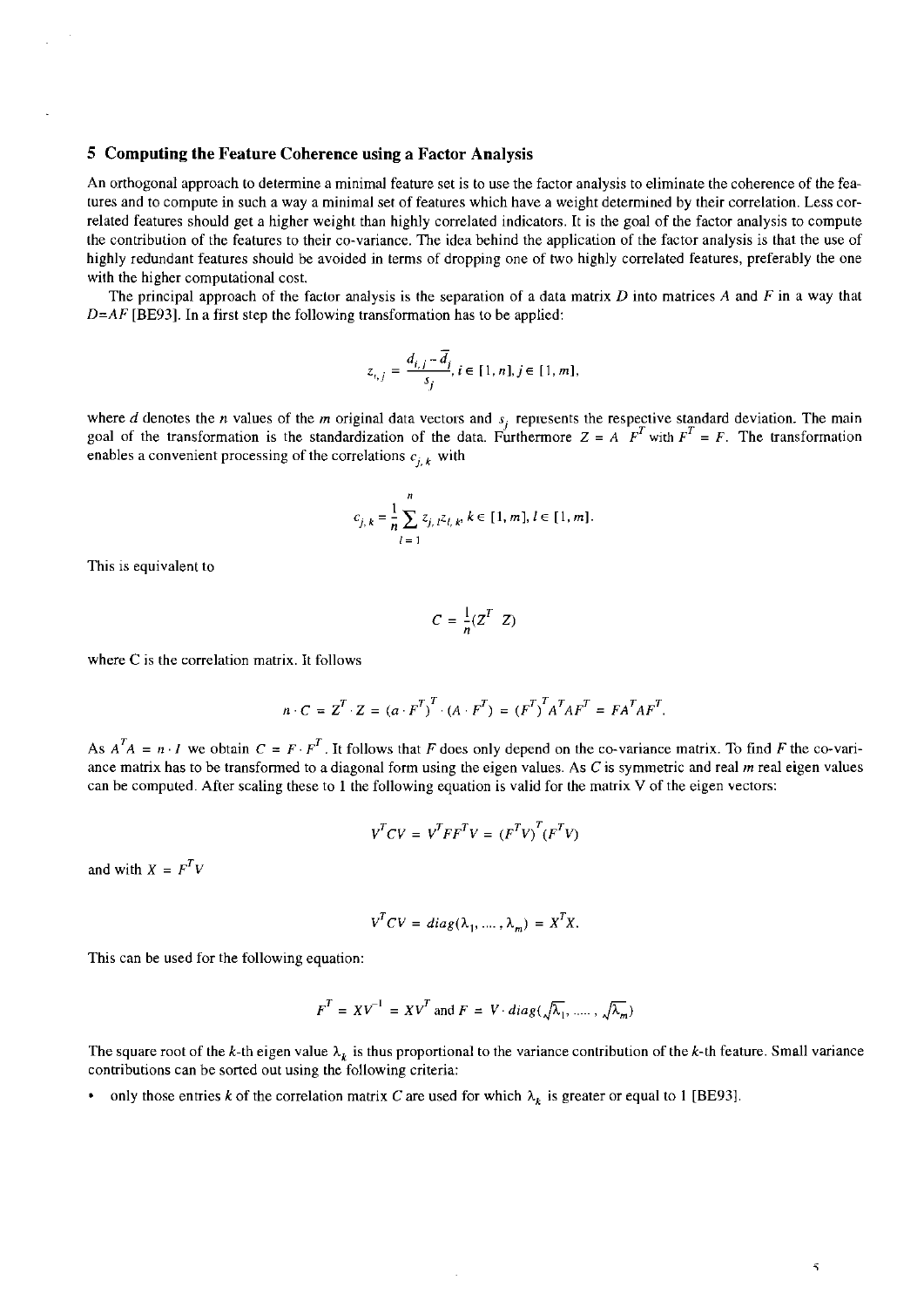## 5 Computing the Feature Coherence using a Factor Analysis

An orthogonal approach to determine a minimal feature set is to use the factor analysis to eliminate the coherence of the features and to compute in such a way a minimal set of features which have a weight determined by their correlation. Less correlated features should get a higher weight than highly correlated indicators. It is the goal of the factor analysis to compute the contribution of the features to their co-variance. The idea behind the application of the factor analysis is that the use of highly redundant features should be avoided in terms of dropping one of two highly correlated features, preferably the one with the higher computational cost.

The principal approach of the factor analysis is the separation of a data matrix $D$ into matrices $A$ and $F$ in a way that $D=AF$ [BE93]. In a first step the following transformation has to be applied:

$$z_{i,j} = \frac{d_{i,j} - \bar{d}_j}{s_j}, i \in [1, n], j \in [1, m],$$

where $d$ denotes the $n$ values of the $m$ original data vectors and $s_j$ represents the respective standard deviation. The main goal of the transformation is the standardization of the data. Furthermore $Z = A \cdot F^T$ with $F^T = F$. The transformation enables a convenient processing of the correlations $c_{j,k}$ with

$$c_{j,k} = \frac{1}{n} \sum_{l=1}^{n} z_{j,l} z_{l,k}, k \in [1, m], l \in [1, m].$$

This is equivalent to

$$C = \frac{1}{n}(Z^T \cdot Z)$$

where C is the correlation matrix. It follows

$$n \cdot C = Z^T \cdot Z = (a \cdot F^T)^T \cdot (A \cdot F^T) = (F^T)^T A^T A F^T = F A^T A F^T.$$

As $A^T A = n \cdot I$ we obtain $C = F \cdot F^T$. It follows that $F$ does only depend on the co-variance matrix. To find $F$ the co-variance matrix has to be transformed to a diagonal form using the eigen values. As $C$ is symmetric and real $m$ real eigen values can be computed. After scaling these to 1 the following equation is valid for the matrix V of the eigen vectors:

$$V^T C V = V^T F F^T V = (F^T V)^T (F^T V)$$

and with $X = F^T V$

$$V^T C V = diag(\lambda_1, \ldots, \lambda_m) = X^T X.$$

This can be used for the following equation:

$$F^T = X V^{-1} = X V^T \text{ and } F = V \cdot diag(\sqrt{\lambda_1}, \ldots, \sqrt{\lambda_m})$$

The square root of the $k$-th eigen value $\lambda_k$ is thus proportional to the variance contribution of the $k$-th feature. Small variance contributions can be sorted out using the following criteria:

- only those entries $k$ of the correlation matrix $C$ are used for which $\lambda_k$ is greater or equal to 1 [BE93].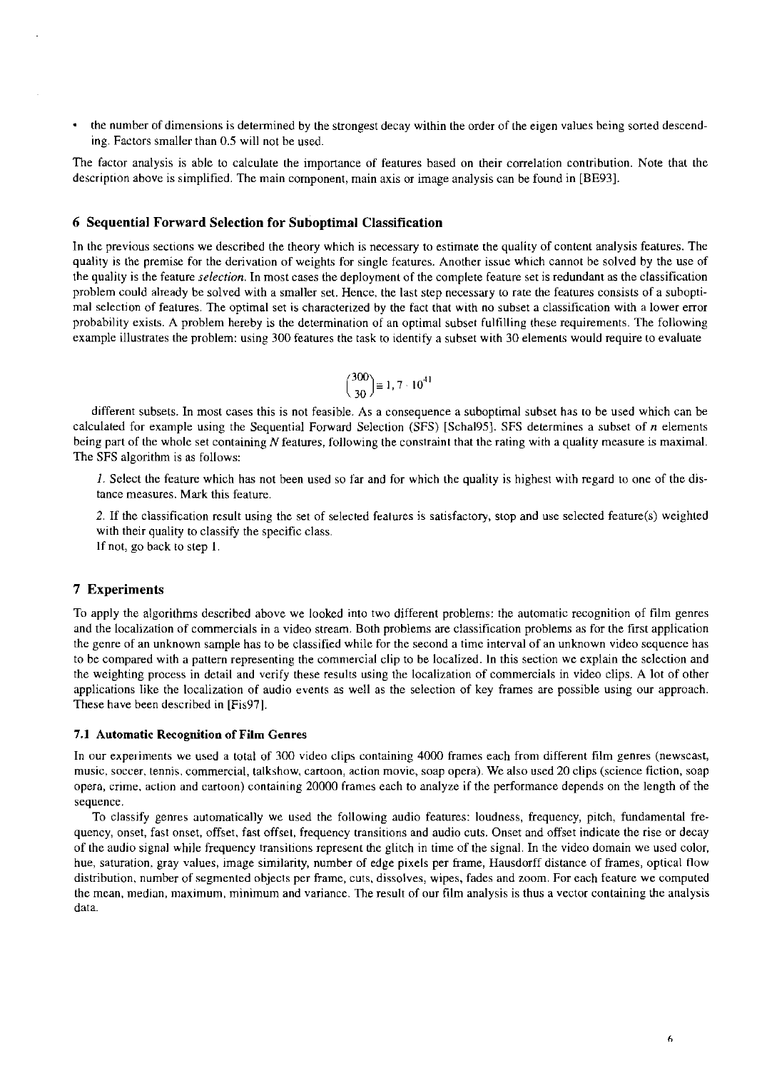- the number of dimensions is determined by the strongest decay within the order of the eigen values being sorted descending. Factors smaller than 0.5 will not be used.

The factor analysis is able to calculate the importance of features based on their correlation contribution. Note that the description above is simplified. The main component, main axis or image analysis can be found in [BE93].

## 6 Sequential Forward Selection for Suboptimal Classification

In the previous sections we described the theory which is necessary to estimate the quality of content analysis features. The quality is the premise for the derivation of weights for single features. Another issue which cannot be solved by the use of the quality is the feature *selection*. In most cases the deployment of the complete feature set is redundant as the classification problem could already be solved with a smaller set. Hence, the last step necessary to rate the features consists of a suboptimal selection of features. The optimal set is characterized by the fact that with no subset a classification with a lower error probability exists. A problem hereby is the determination of an optimal subset fulfilling these requirements. The following example illustrates the problem: using 300 features the task to identify a subset with 30 elements would require to evaluate

$$\binom{300}{30} \cong 1,7 \cdot 10^{41}$$

different subsets. In most cases this is not feasible. As a consequence a suboptimal subset has to be used which can be calculated for example using the Sequential Forward Selection (SFS) [Schal95]. SFS determines a subset of $n$ elements being part of the whole set containing $N$ features, following the constraint that the rating with a quality measure is maximal. The SFS algorithm is as follows:

*1.* Select the feature which has not been used so far and for which the quality is highest with regard to one of the distance measures. Mark this feature.

*2.* If the classification result using the set of selected features is satisfactory, stop and use selected feature(s) weighted with their quality to classify the specific class.
If not, go back to step 1.

## 7 Experiments

To apply the algorithms described above we looked into two different problems: the automatic recognition of film genres and the localization of commercials in a video stream. Both problems are classification problems as for the first application the genre of an unknown sample has to be classified while for the second a time interval of an unknown video sequence has to be compared with a pattern representing the commercial clip to be localized. In this section we explain the selection and the weighting process in detail and verify these results using the localization of commercials in video clips. A lot of other applications like the localization of audio events as well as the selection of key frames are possible using our approach. These have been described in [Fis97].

### 7.1 Automatic Recognition of Film Genres

In our experiments we used a total of 300 video clips containing 4000 frames each from different film genres (newscast, music, soccer, tennis, commercial, talkshow, cartoon, action movie, soap opera). We also used 20 clips (science fiction, soap opera, crime, action and cartoon) containing 20000 frames each to analyze if the performance depends on the length of the sequence.

To classify genres automatically we used the following audio features: loudness, frequency, pitch, fundamental frequency, onset, fast onset, offset, fast offset, frequency transitions and audio cuts. Onset and offset indicate the rise or decay of the audio signal while frequency transitions represent the glitch in time of the signal. In the video domain we used color, hue, saturation, gray values, image similarity, number of edge pixels per frame, Hausdorff distance of frames, optical flow distribution, number of segmented objects per frame, cuts, dissolves, wipes, fades and zoom. For each feature we computed the mean, median, maximum, minimum and variance. The result of our film analysis is thus a vector containing the analysis data.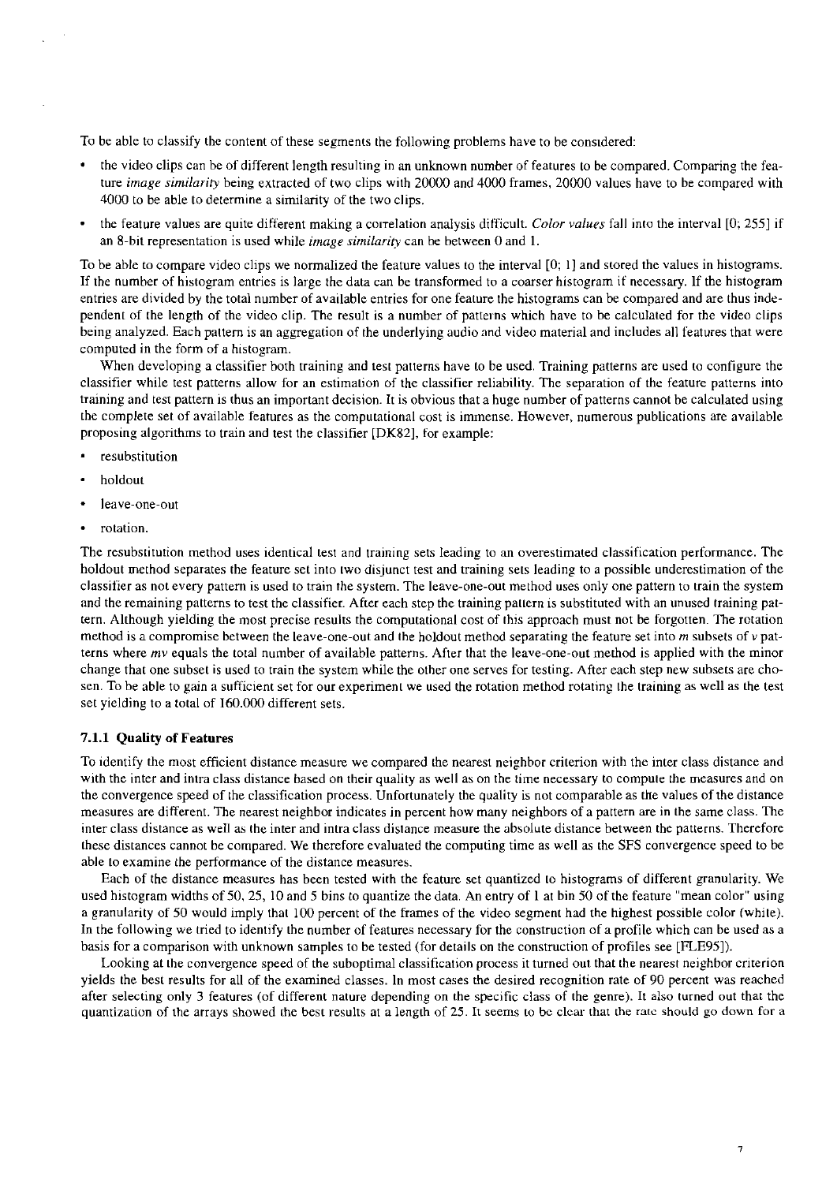To be able to classify the content of these segments the following problems have to be considered:

- the video clips can be of different length resulting in an unknown number of features to be compared. Comparing the feature *image similarity* being extracted of two clips with 20000 and 4000 frames, 20000 values have to be compared with 4000 to be able to determine a similarity of the two clips.
- the feature values are quite different making a correlation analysis difficult. *Color values* fall into the interval [0; 255] if an 8-bit representation is used while *image similarity* can be between 0 and 1.

To be able to compare video clips we normalized the feature values to the interval [0; 1] and stored the values in histograms. If the number of histogram entries is large the data can be transformed to a coarser histogram if necessary. If the histogram entries are divided by the total number of available entries for one feature the histograms can be compared and are thus independent of the length of the video clip. The result is a number of patterns which have to be calculated for the video clips being analyzed. Each pattern is an aggregation of the underlying audio and video material and includes all features that were computed in the form of a histogram.

When developing a classifier both training and test patterns have to be used. Training patterns are used to configure the classifier while test patterns allow for an estimation of the classifier reliability. The separation of the feature patterns into training and test pattern is thus an important decision. It is obvious that a huge number of patterns cannot be calculated using the complete set of available features as the computational cost is immense. However, numerous publications are available proposing algorithms to train and test the classifier [DK82], for example:

- resubstitution
- holdout
- leave-one-out
- rotation.

The resubstitution method uses identical test and training sets leading to an overestimated classification performance. The holdout method separates the feature set into two disjunct test and training sets leading to a possible underestimation of the classifier as not every pattern is used to train the system. The leave-one-out method uses only one pattern to train the system and the remaining patterns to test the classifier. After each step the training pattern is substituted with an unused training pattern. Although yielding the most precise results the computational cost of this approach must not be forgotten. The rotation method is a compromise between the leave-one-out and the holdout method separating the feature set into $m$ subsets of $v$ patterns where $mv$ equals the total number of available patterns. After that the leave-one-out method is applied with the minor change that one subset is used to train the system while the other one serves for testing. After each step new subsets are chosen. To be able to gain a sufficient set for our experiment we used the rotation method rotating the training as well as the test set yielding to a total of 160.000 different sets.

### 7.1.1 Quality of Features

To identify the most efficient distance measure we compared the nearest neighbor criterion with the inter class distance and with the inter and intra class distance based on their quality as well as on the time necessary to compute the measures and on the convergence speed of the classification process. Unfortunately the quality is not comparable as the values of the distance measures are different. The nearest neighbor indicates in percent how many neighbors of a pattern are in the same class. The inter class distance as well as the inter and intra class distance measure the absolute distance between the patterns. Therefore these distances cannot be compared. We therefore evaluated the computing time as well as the SFS convergence speed to be able to examine the performance of the distance measures.

Each of the distance measures has been tested with the feature set quantized to histograms of different granularity. We used histogram widths of 50, 25, 10 and 5 bins to quantize the data. An entry of 1 at bin 50 of the feature "mean color" using a granularity of 50 would imply that 100 percent of the frames of the video segment had the highest possible color (white). In the following we tried to identify the number of features necessary for the construction of a profile which can be used as a basis for a comparison with unknown samples to be tested (for details on the construction of profiles see [FLE95]).

Looking at the convergence speed of the suboptimal classification process it turned out that the nearest neighbor criterion yields the best results for all of the examined classes. In most cases the desired recognition rate of 90 percent was reached after selecting only 3 features (of different nature depending on the specific class of the genre). It also turned out that the quantization of the arrays showed the best results at a length of 25. It seems to be clear that the rate should go down for a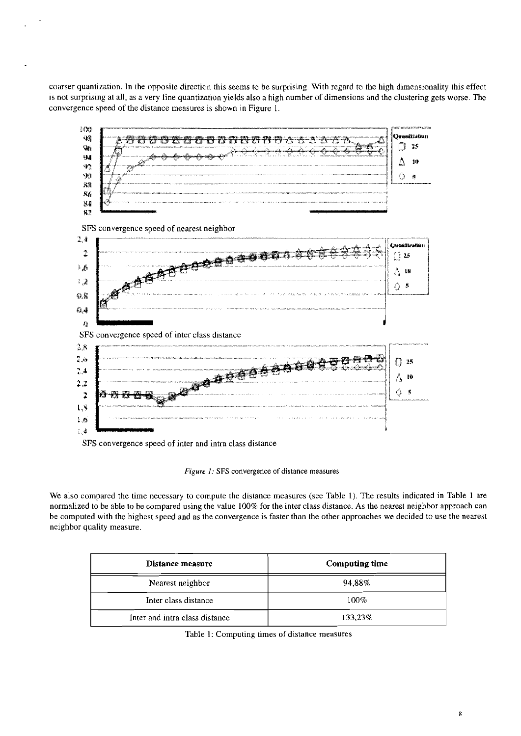coarser quantization. In the opposite direction this seems to be surprising. With regard to the high dimensionality this effect is not surprising at all, as a very fine quantization yields also a high number of dimensions and the clustering gets worse. The convergence speed of the distance measures is shown in Figure 1.

SFS convergence speed of nearest neighbor

SFS convergence speed of inter class distance

SFS convergence speed of inter and intra class distance

*Figure 1:* SFS convergence of distance measures

We also compared the time necessary to compute the distance measures (see Table 1). The results indicated in Table 1 are normalized to be able to be compared using the value 100% for the inter class distance. As the nearest neighbor approach can be computed with the highest speed and as the convergence is faster than the other approaches we decided to use the nearest neighbor quality measure.

| Distance measure | Computing time |
|---|---|
| Nearest neighbor | 94,88% |
| Inter class distance | 100% |
| Inter and intra class distance | 133,23% |

Table 1: Computing times of distance measures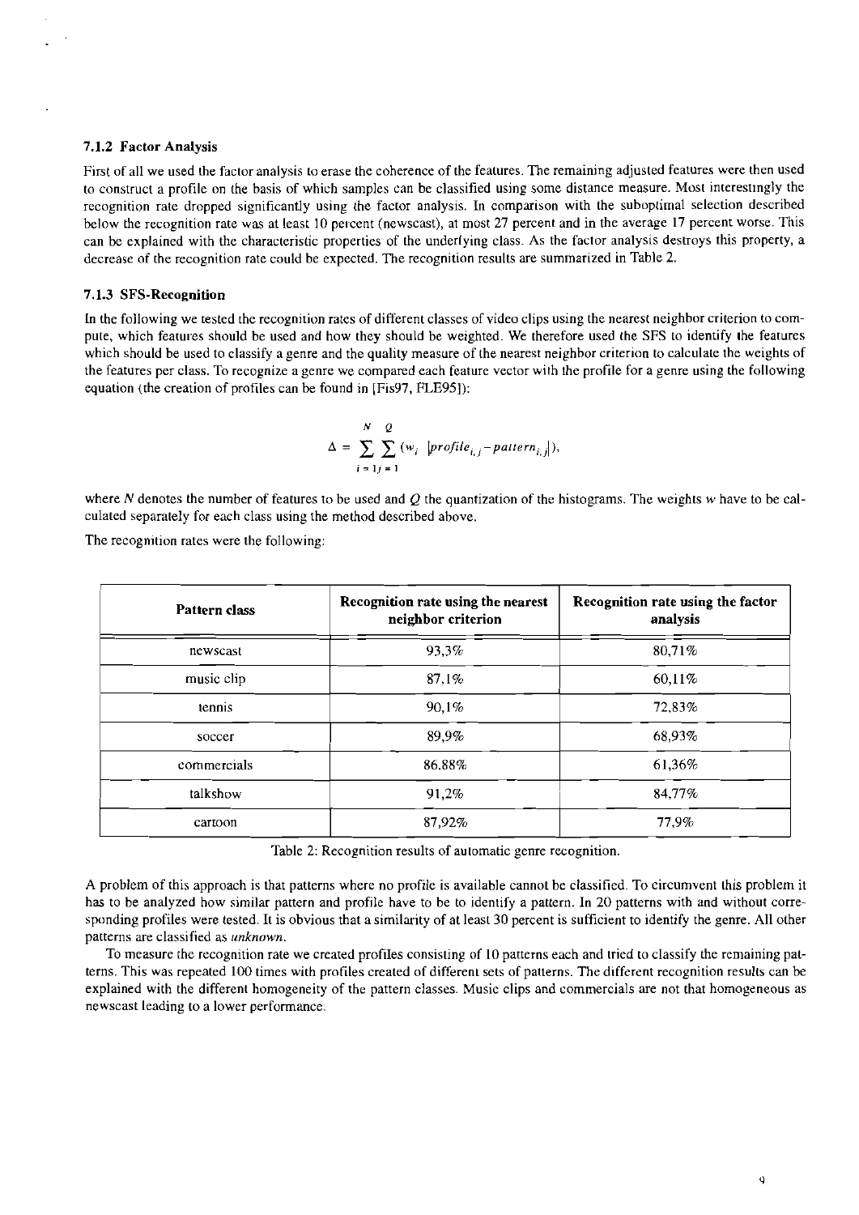### 7.1.2 Factor Analysis

First of all we used the factor analysis to erase the coherence of the features. The remaining adjusted features were then used to construct a profile on the basis of which samples can be classified using some distance measure. Most interestingly the recognition rate dropped significantly using the factor analysis. In comparison with the suboptimal selection described below the recognition rate was at least 10 percent (newscast), at most 27 percent and in the average 17 percent worse. This can be explained with the characteristic properties of the underlying class. As the factor analysis destroys this property, a decrease of the recognition rate could be expected. The recognition results are summarized in Table 2.

### 7.1.3 SFS-Recognition

In the following we tested the recognition rates of different classes of video clips using the nearest neighbor criterion to compute, which features should be used and how they should be weighted. We therefore used the SFS to identify the features which should be used to classify a genre and the quality measure of the nearest neighbor criterion to calculate the weights of the features per class. To recognize a genre we compared each feature vector with the profile for a genre using the following equation (the creation of profiles can be found in [Fis97, FLE95]):

$$\Delta = \sum_{i=1}^{N} \sum_{j=1}^{Q} (w_i \; |profile_{i,j} - pattern_{i,j}|),$$

where $N$ denotes the number of features to be used and $Q$ the quantization of the histograms. The weights $w$ have to be calculated separately for each class using the method described above.

The recognition rates were the following:

| Pattern class | Recognition rate using the nearest neighbor criterion | Recognition rate using the factor analysis |
|---|---|---|
| newscast | 93,3% | 80,71% |
| music clip | 87,1% | 60,11% |
| tennis | 90,1% | 72,83% |
| soccer | 89,9% | 68,93% |
| commercials | 86,88% | 61,36% |
| talkshow | 91,2% | 84,77% |
| cartoon | 87,92% | 77,9% |

Table 2: Recognition results of automatic genre recognition.

A problem of this approach is that patterns where no profile is available cannot be classified. To circumvent this problem it has to be analyzed how similar pattern and profile have to be to identify a pattern. In 20 patterns with and without corresponding profiles were tested. It is obvious that a similarity of at least 30 percent is sufficient to identify the genre. All other patterns are classified as *unknown*.

To measure the recognition rate we created profiles consisting of 10 patterns each and tried to classify the remaining patterns. This was repeated 100 times with profiles created of different sets of patterns. The different recognition results can be explained with the different homogeneity of the pattern classes. Music clips and commercials are not that homogeneous as newscast leading to a lower performance.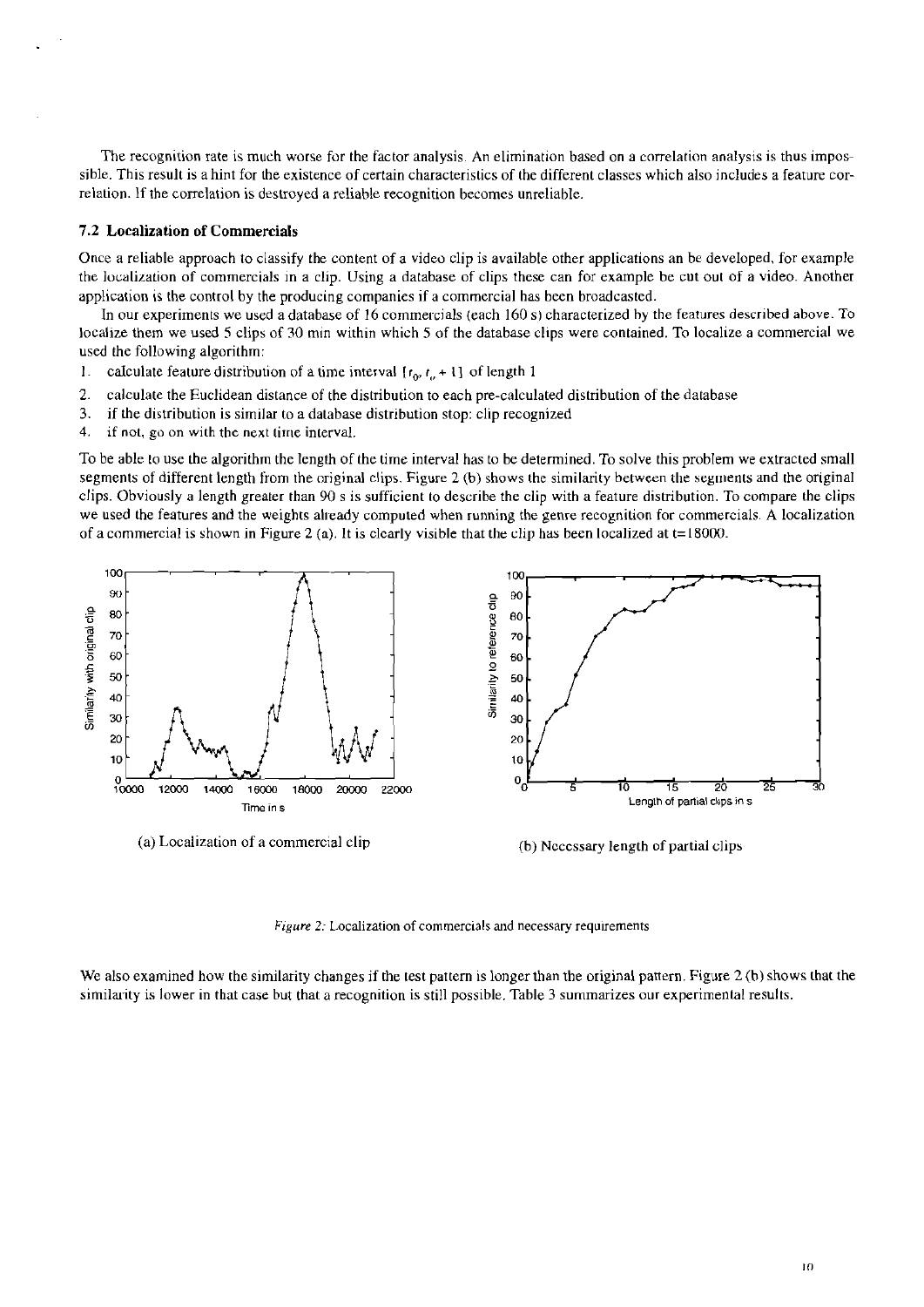The recognition rate is much worse for the factor analysis. An elimination based on a correlation analysis is thus impossible. This result is a hint for the existence of certain characteristics of the different classes which also includes a feature correlation. If the correlation is destroyed a reliable recognition becomes unreliable.

### 7.2 Localization of Commercials

Once a reliable approach to classify the content of a video clip is available other applications an be developed, for example the localization of commercials in a clip. Using a database of clips these can for example be cut out of a video. Another application is the control by the producing companies if a commercial has been broadcasted.

In our experiments we used a database of 16 commercials (each 160 s) characterized by the features described above. To localize them we used 5 clips of 30 min within which 5 of the database clips were contained. To localize a commercial we used the following algorithm:

1. calculate feature distribution of a time interval $[t_0, t_0 + l]$ of length l
2. calculate the Euclidean distance of the distribution to each pre-calculated distribution of the database
3. if the distribution is similar to a database distribution stop: clip recognized
4. if not, go on with the next time interval.

To be able to use the algorithm the length of the time interval has to be determined. To solve this problem we extracted small segments of different length from the original clips. Figure 2 (b) shows the similarity between the segments and the original clips. Obviously a length greater than 90 s is sufficient to describe the clip with a feature distribution. To compare the clips we used the features and the weights already computed when running the genre recognition for commercials. A localization of a commercial is shown in Figure 2 (a). It is clearly visible that the clip has been localized at t=18000.

(a) Localization of a commercial clip

(b) Necessary length of partial clips

*Figure 2:* Localization of commercials and necessary requirements

We also examined how the similarity changes if the test pattern is longer than the original pattern. Figure 2 (b) shows that the similarity is lower in that case but that a recognition is still possible. Table 3 summarizes our experimental results.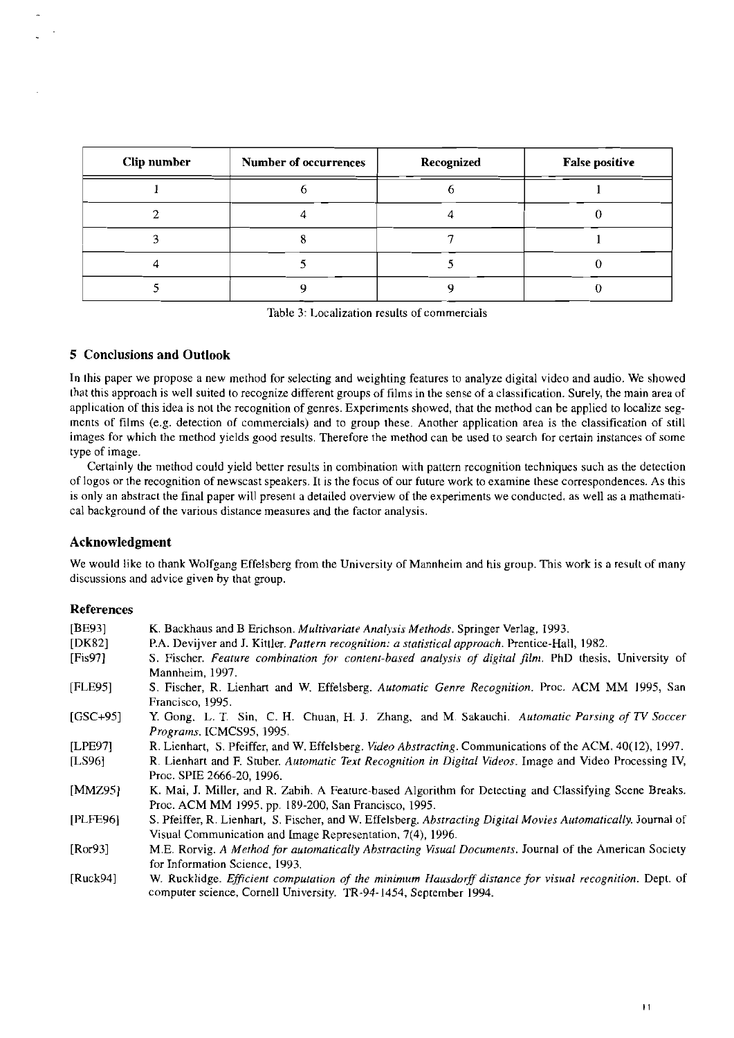| Clip number | Number of occurrences | Recognized | False positive |
|---|---|---|---|
| 1 | 6 | 6 | 1 |
| 2 | 4 | 4 | 0 |
| 3 | 8 | 7 | 1 |
| 4 | 5 | 5 | 0 |
| 5 | 9 | 9 | 0 |

Table 3: Localization results of commercials

## 5 Conclusions and Outlook

In this paper we propose a new method for selecting and weighting features to analyze digital video and audio. We showed that this approach is well suited to recognize different groups of films in the sense of a classification. Surely, the main area of application of this idea is not the recognition of genres. Experiments showed, that the method can be applied to localize segments of films (e.g. detection of commercials) and to group these. Another application area is the classification of still images for which the method yields good results. Therefore the method can be used to search for certain instances of some type of image.

Certainly the method could yield better results in combination with pattern recognition techniques such as the detection of logos or the recognition of newscast speakers. It is the focus of our future work to examine these correspondences. As this is only an abstract the final paper will present a detailed overview of the experiments we conducted, as well as a mathematical background of the various distance measures and the factor analysis.

## Acknowledgment

We would like to thank Wolfgang Effelsberg from the University of Mannheim and his group. This work is a result of many discussions and advice given by that group.

### References

[BE93] K. Backhaus and B Erichson. *Multivariate Analysis Methods*. Springer Verlag, 1993.

[DK82] P.A. Devijver and J. Kittler. *Pattern recognition: a statistical approach*. Prentice-Hall, 1982.

[Fis97] S. Fischer. *Feature combination for content-based analysis of digital film*. PhD thesis, University of Mannheim, 1997.

[FLE95] S. Fischer, R. Lienhart and W. Effelsberg. *Automatic Genre Recognition*. Proc. ACM MM 1995, San Francisco, 1995.

[GSC+95] Y. Gong, L. T. Sin, C. H. Chuan, H. J. Zhang, and M. Sakauchi. *Automatic Parsing of TV Soccer Programs*. ICMCS95, 1995.

[LPE97] R. Lienhart, S. Pfeiffer, and W. Effelsberg. *Video Abstracting*. Communications of the ACM, 40(12), 1997.

[LS96] R. Lienhart and F. Stuber. *Automatic Text Recognition in Digital Videos*. Image and Video Processing IV, Proc. SPIE 2666-20, 1996.

[MMZ95] K. Mai, J. Miller, and R. Zabih. A Feature-based Algorithm for Detecting and Classifying Scene Breaks. Proc. ACM MM 1995, pp. 189-200, San Francisco, 1995.

[PLFE96] S. Pfeiffer, R. Lienhart, S. Fischer, and W. Effelsberg. *Abstracting Digital Movies Automatically*. Journal of Visual Communication and Image Representation, 7(4), 1996.

[Ror93] M.E. Rorvig. *A Method for automatically Abstracting Visual Documents*. Journal of the American Society for Information Science, 1993.

[Ruck94] W. Rucklidge. *Efficient computation of the minimum Hausdorff distance for visual recognition*. Dept. of computer science, Cornell University. TR-94-1454, September 1994.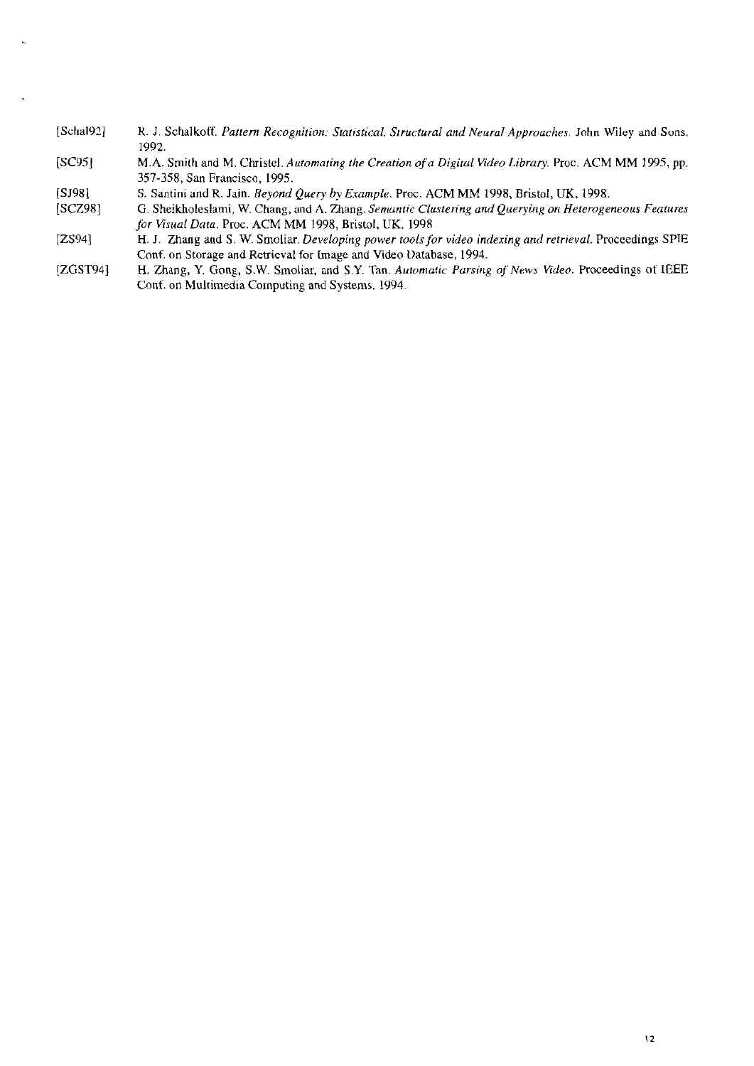[Schal92] R. J. Schalkoff. *Pattern Recognition: Statistical, Structural and Neural Approaches*. John Wiley and Sons, 1992.

[SC95] M.A. Smith and M. Christel. *Automating the Creation of a Digital Video Library*. Proc. ACM MM 1995, pp. 357-358, San Francisco, 1995.

[SJ98] S. Santini and R. Jain. *Beyond Query by Example*. Proc. ACM MM 1998, Bristol, UK, 1998.

[SCZ98] G. Sheikholeslami, W. Chang, and A. Zhang. *Semantic Clustering and Querying on Heterogeneous Features for Visual Data*. Proc. ACM MM 1998, Bristol, UK, 1998

[ZS94] H. J. Zhang and S. W. Smoliar. *Developing power tools for video indexing and retrieval*. Proceedings SPIE Conf. on Storage and Retrieval for Image and Video Database, 1994.

[ZGST94] H. Zhang, Y. Gong, S.W. Smoliar, and S.Y. Tan. *Automatic Parsing of News Video*. Proceedings of IEEE Conf. on Multimedia Computing and Systems, 1994.